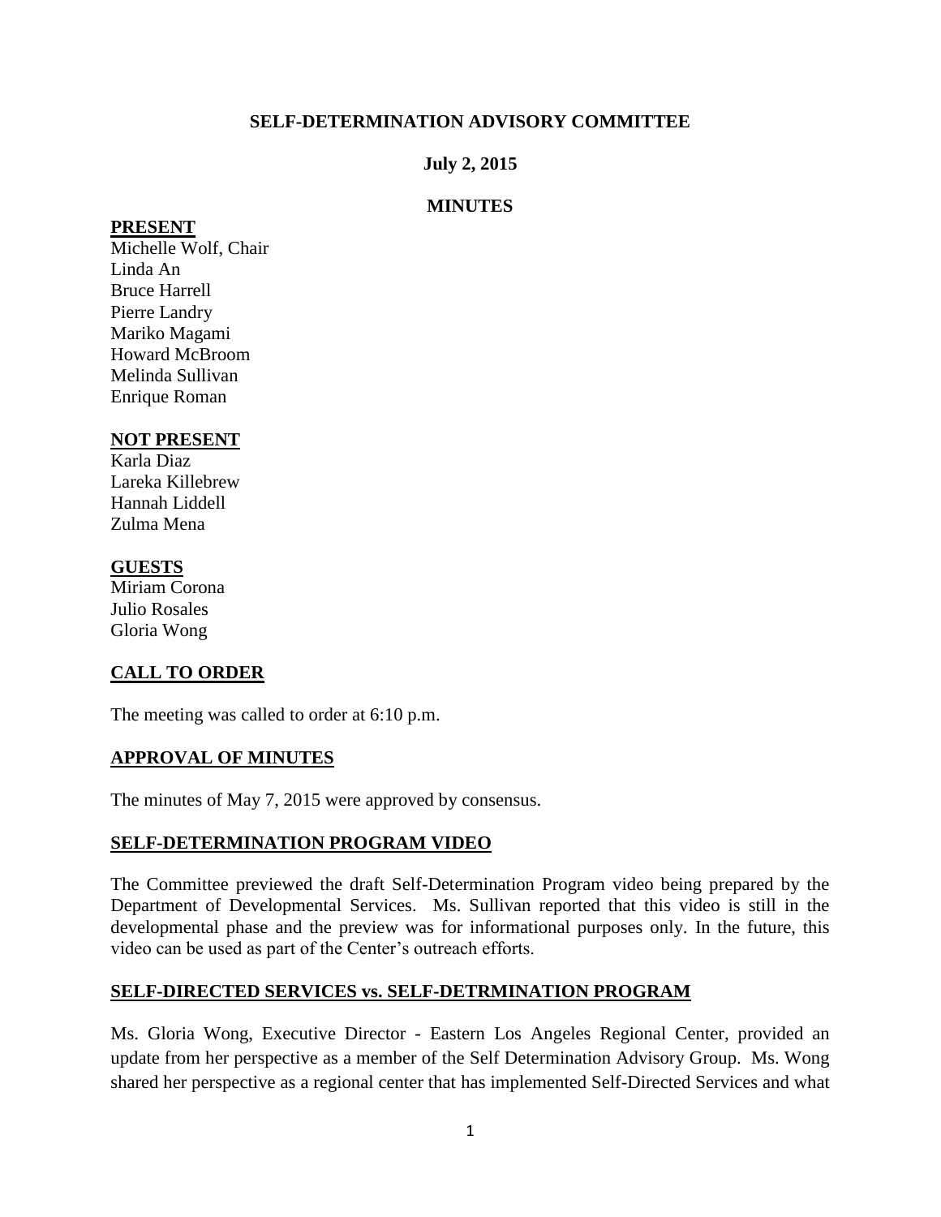# SELF-DETERMINATION ADVISORY COMMITTEE

**July 2, 2015**

**MINUTES**

**PRESENT**

Michelle Wolf, Chair
Linda An
Bruce Harrell
Pierre Landry
Mariko Magami
Howard McBroom
Melinda Sullivan
Enrique Roman

**NOT PRESENT**

Karla Diaz
Lareka Killebrew
Hannah Liddell
Zulma Mena

**GUESTS**

Miriam Corona
Julio Rosales
Gloria Wong

## CALL TO ORDER

The meeting was called to order at 6:10 p.m.

## APPROVAL OF MINUTES

The minutes of May 7, 2015 were approved by consensus.

## SELF-DETERMINATION PROGRAM VIDEO

The Committee previewed the draft Self-Determination Program video being prepared by the Department of Developmental Services. Ms. Sullivan reported that this video is still in the developmental phase and the preview was for informational purposes only. In the future, this video can be used as part of the Center's outreach efforts.

## SELF-DIRECTED SERVICES vs. SELF-DETRMINATION PROGRAM

Ms. Gloria Wong, Executive Director - Eastern Los Angeles Regional Center, provided an update from her perspective as a member of the Self Determination Advisory Group. Ms. Wong shared her perspective as a regional center that has implemented Self-Directed Services and what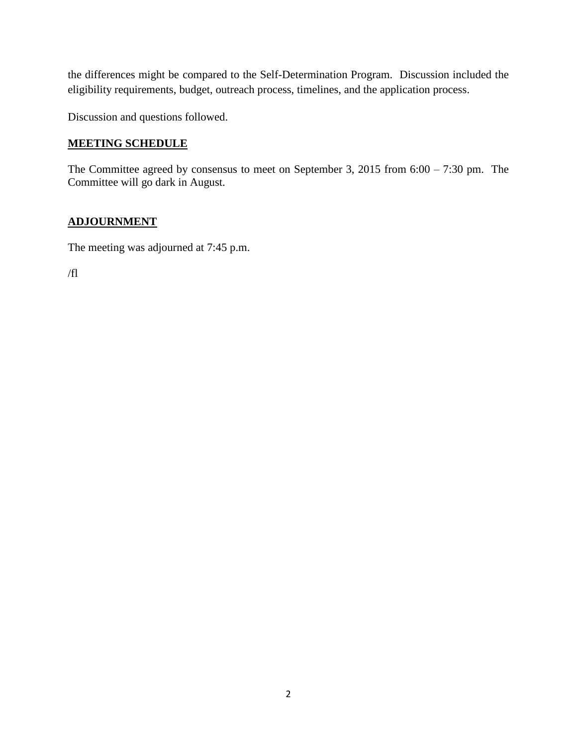the differences might be compared to the Self-Determination Program. Discussion included the eligibility requirements, budget, outreach process, timelines, and the application process.

Discussion and questions followed.

**MEETING SCHEDULE**

The Committee agreed by consensus to meet on September 3, 2015 from 6:00 – 7:30 pm. The Committee will go dark in August.

**ADJOURNMENT**

The meeting was adjourned at 7:45 p.m.

/fl